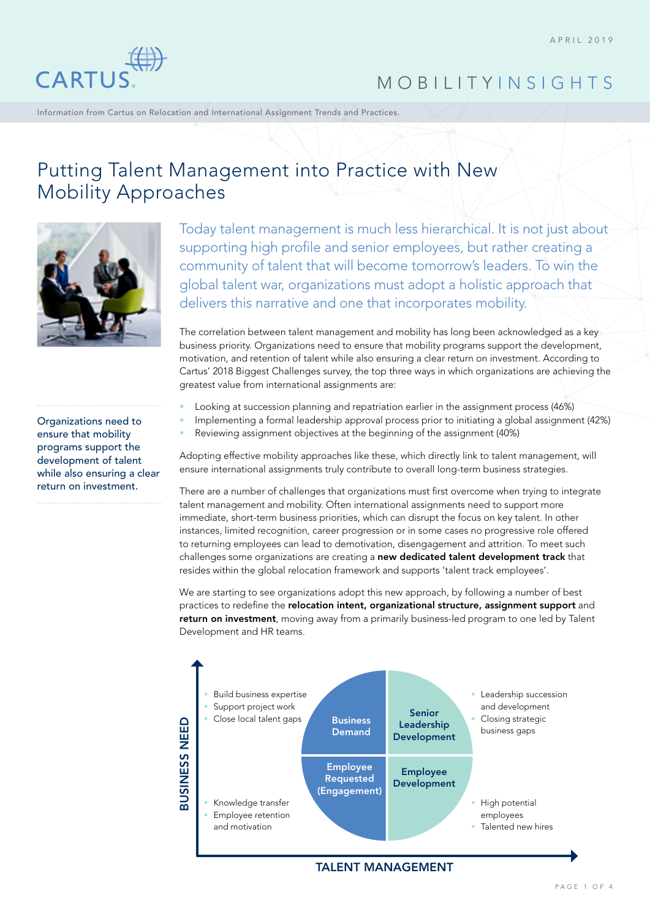APRIL 2019

# MOBILITYINSIGHTS

Information from Cartus on Relocation and International Assignment Trends and Practices.

# Putting Talent Management into Practice with New Mobility Approaches

Today talent management is much less hierarchical. It is not just about supporting high profile and senior employees, but rather creating a community of talent that will become tomorrow's leaders. To win the global talent war, organizations must adopt a holistic approach that delivers this narrative and one that incorporates mobility.

The correlation between talent management and mobility has long been acknowledged as a key business priority. Organizations need to ensure that mobility programs support the development, motivation, and retention of talent while also ensuring a clear return on investment. According to Cartus' 2018 Biggest Challenges survey, the top three ways in which organizations are achieving the greatest value from international assignments are:

> Organizations need to ensure that mobility programs support the development of talent while also ensuring a clear return on investment.

- Looking at succession planning and repatriation earlier in the assignment process (46%)
- Implementing a formal leadership approval process prior to initiating a global assignment (42%)
- Reviewing assignment objectives at the beginning of the assignment (40%)

Adopting effective mobility approaches like these, which directly link to talent management, will ensure international assignments truly contribute to overall long-term business strategies.

There are a number of challenges that organizations must first overcome when trying to integrate talent management and mobility. Often international assignments need to support more immediate, short-term business priorities, which can disrupt the focus on key talent. In other instances, limited recognition, career progression or in some cases no progressive role offered to returning employees can lead to demotivation, disengagement and attrition. To meet such challenges some organizations are creating a **new dedicated talent development track** that resides within the global relocation framework and supports 'talent track employees'.

We are starting to see organizations adopt this new approach, by following a number of best practices to redefine the **relocation intent, organizational structure, assignment support** and **return on investment**, moving away from a primarily business-led program to one led by Talent Development and HR teams.

**BUSINESS NEED** (vertical axis) / **TALENT MANAGEMENT** (horizontal axis)

| | |
|---|---|
| **Business Demand** | **Senior Leadership Development** |
| **Employee Requested (Engagement)** | **Employee Development** |

- **Business Demand:**
  - Build business expertise
  - Support project work
  - Close local talent gaps
- **Senior Leadership Development:**
  - Leadership succession and development
  - Closing strategic business gaps
- **Employee Requested (Engagement):**
  - Knowledge transfer
  - Employee retention and motivation
- **Employee Development:**
  - High potential employees
  - Talented new hires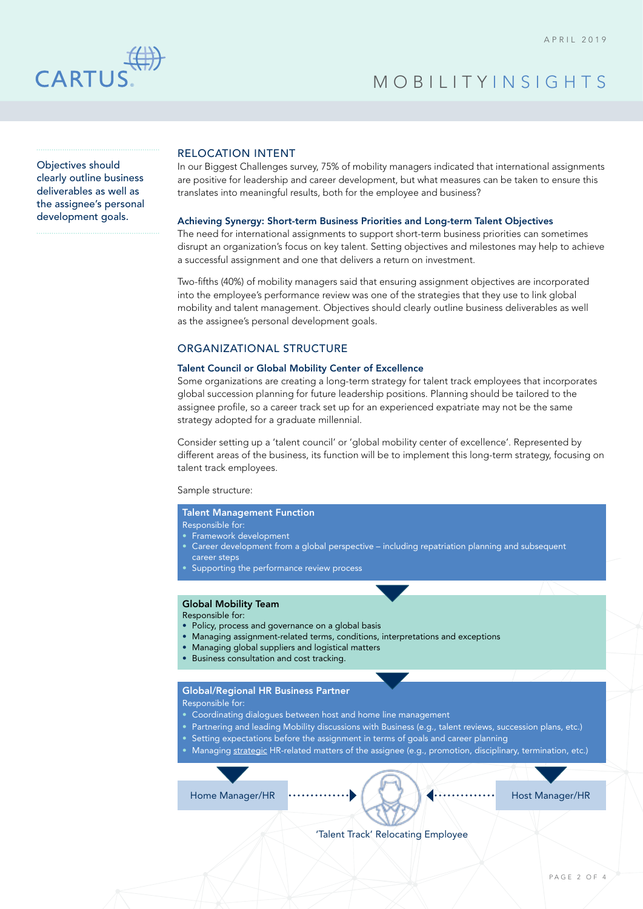Objectives should clearly outline business deliverables as well as the assignee's personal development goals.

## RELOCATION INTENT

In our Biggest Challenges survey, 75% of mobility managers indicated that international assignments are positive for leadership and career development, but what measures can be taken to ensure this translates into meaningful results, both for the employee and business?

### Achieving Synergy: Short-term Business Priorities and Long-term Talent Objectives

The need for international assignments to support short-term business priorities can sometimes disrupt an organization's focus on key talent. Setting objectives and milestones may help to achieve a successful assignment and one that delivers a return on investment.

Two-fifths (40%) of mobility managers said that ensuring assignment objectives are incorporated into the employee's performance review was one of the strategies that they use to link global mobility and talent management. Objectives should clearly outline business deliverables as well as the assignee's personal development goals.

## ORGANIZATIONAL STRUCTURE

### Talent Council or Global Mobility Center of Excellence

Some organizations are creating a long-term strategy for talent track employees that incorporates global succession planning for future leadership positions. Planning should be tailored to the assignee profile, so a career track set up for an experienced expatriate may not be the same strategy adopted for a graduate millennial.

Consider setting up a 'talent council' or 'global mobility center of excellence'. Represented by different areas of the business, its function will be to implement this long-term strategy, focusing on talent track employees.

Sample structure:

**Talent Management Function**

Responsible for:

- Framework development
- Career development from a global perspective – including repatriation planning and subsequent career steps
- Supporting the performance review process

**Global Mobility Team**

Responsible for:

- Policy, process and governance on a global basis
- Managing assignment-related terms, conditions, interpretations and exceptions
- Managing global suppliers and logistical matters
- Business consultation and cost tracking.

**Global/Regional HR Business Partner**

Responsible for:

- Coordinating dialogues between host and home line management
- Partnering and leading Mobility discussions with Business (e.g., talent reviews, succession plans, etc.)
- Setting expectations before the assignment in terms of goals and career planning
- Managing strategic HR-related matters of the assignee (e.g., promotion, disciplinary, termination, etc.)

Home Manager/HR → 'Talent Track' Relocating Employee ← Host Manager/HR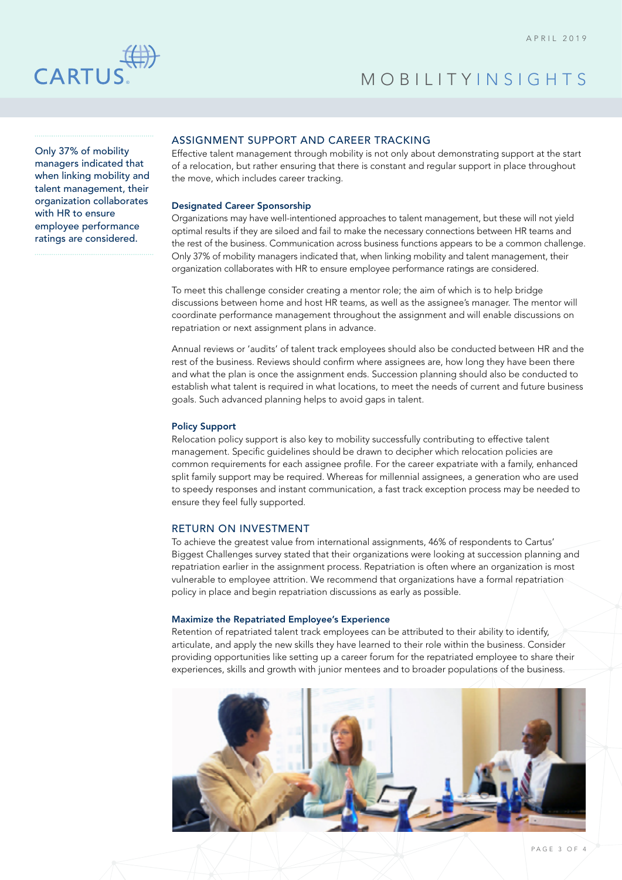Only 37% of mobility managers indicated that when linking mobility and talent management, their organization collaborates with HR to ensure employee performance ratings are considered.

## ASSIGNMENT SUPPORT AND CAREER TRACKING

Effective talent management through mobility is not only about demonstrating support at the start of a relocation, but rather ensuring that there is constant and regular support in place throughout the move, which includes career tracking.

### Designated Career Sponsorship

Organizations may have well-intentioned approaches to talent management, but these will not yield optimal results if they are siloed and fail to make the necessary connections between HR teams and the rest of the business. Communication across business functions appears to be a common challenge. Only 37% of mobility managers indicated that, when linking mobility and talent management, their organization collaborates with HR to ensure employee performance ratings are considered.

To meet this challenge consider creating a mentor role; the aim of which is to help bridge discussions between home and host HR teams, as well as the assignee's manager. The mentor will coordinate performance management throughout the assignment and will enable discussions on repatriation or next assignment plans in advance.

Annual reviews or 'audits' of talent track employees should also be conducted between HR and the rest of the business. Reviews should confirm where assignees are, how long they have been there and what the plan is once the assignment ends. Succession planning should also be conducted to establish what talent is required in what locations, to meet the needs of current and future business goals. Such advanced planning helps to avoid gaps in talent.

### Policy Support

Relocation policy support is also key to mobility successfully contributing to effective talent management. Specific guidelines should be drawn to decipher which relocation policies are common requirements for each assignee profile. For the career expatriate with a family, enhanced split family support may be required. Whereas for millennial assignees, a generation who are used to speedy responses and instant communication, a fast track exception process may be needed to ensure they feel fully supported.

## RETURN ON INVESTMENT

To achieve the greatest value from international assignments, 46% of respondents to Cartus' Biggest Challenges survey stated that their organizations were looking at succession planning and repatriation earlier in the assignment process. Repatriation is often where an organization is most vulnerable to employee attrition. We recommend that organizations have a formal repatriation policy in place and begin repatriation discussions as early as possible.

### Maximize the Repatriated Employee's Experience

Retention of repatriated talent track employees can be attributed to their ability to identify, articulate, and apply the new skills they have learned to their role within the business. Consider providing opportunities like setting up a career forum for the repatriated employee to share their experiences, skills and growth with junior mentees and to broader populations of the business.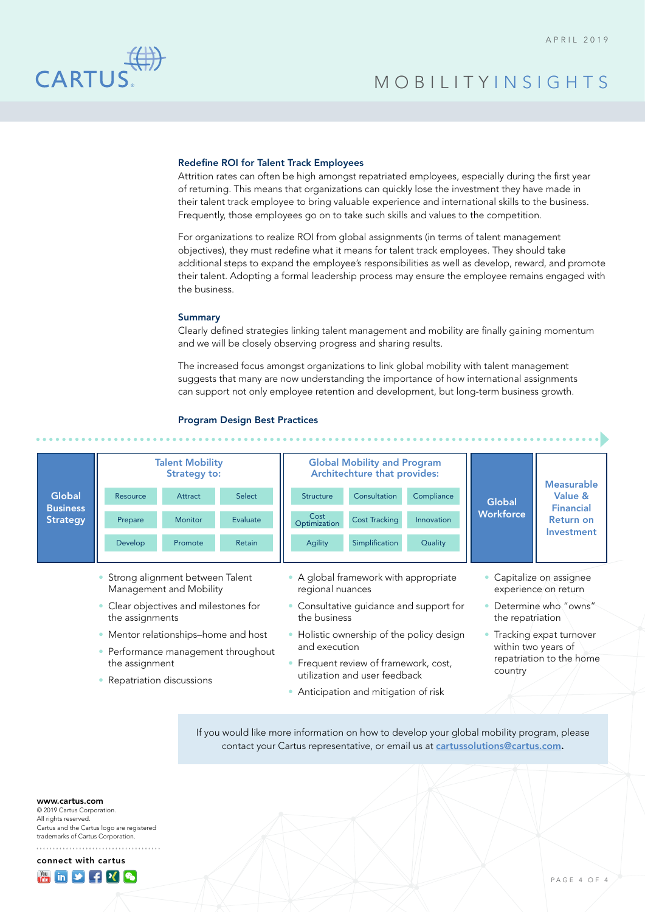### Redefine ROI for Talent Track Employees

Attrition rates can often be high amongst repatriated employees, especially during the first year of returning. This means that organizations can quickly lose the investment they have made in their talent track employee to bring valuable experience and international skills to the business. Frequently, those employees go on to take such skills and values to the competition.

For organizations to realize ROI from global assignments (in terms of talent management objectives), they must redefine what it means for talent track employees. They should take additional steps to expand the employee's responsibilities as well as develop, reward, and promote their talent. Adopting a formal leadership process may ensure the employee remains engaged with the business.

### Summary

Clearly defined strategies linking talent management and mobility are finally gaining momentum and we will be closely observing progress and sharing results.

The increased focus amongst organizations to link global mobility with talent management suggests that many are now understanding the importance of how international assignments can support not only employee retention and development, but long-term business growth.

### Program Design Best Practices

**Global Business Strategy**

**Talent Mobility Strategy to:**

| | | |
|---|---|---|
| Resource | Attract | Select |
| Prepare | Monitor | Evaluate |
| Develop | Promote | Retain |

- Strong alignment between Talent Management and Mobility
- Clear objectives and milestones for the assignments
- Mentor relationships–home and host
- Performance management throughout the assignment
- Repatriation discussions

**Global Mobility and Program Architechture that provides:**

| | | |
|---|---|---|
| Structure | Consultation | Compliance |
| Cost Optimization | Cost Tracking | Innovation |
| Agility | Simplification | Quality |

- A global framework with appropriate regional nuances
- Consultative guidance and support for the business
- Holistic ownership of the policy design and execution
- Frequent review of framework, cost, utilization and user feedback
- Anticipation and mitigation of risk

**Global Workforce**

**Measurable Value & Financial Return on Investment**

- Capitalize on assignee experience on return
- Determine who "owns" the repatriation
- Tracking expat turnover within two years of repatriation to the home country

If you would like more information on how to develop your global mobility program, please contact your Cartus representative, or email us at cartussolutions@cartus.com.

**www.cartus.com**
© 2019 Cartus Corporation.
All rights reserved.
Cartus and the Cartus logo are registered trademarks of Cartus Corporation.

connect with cartus